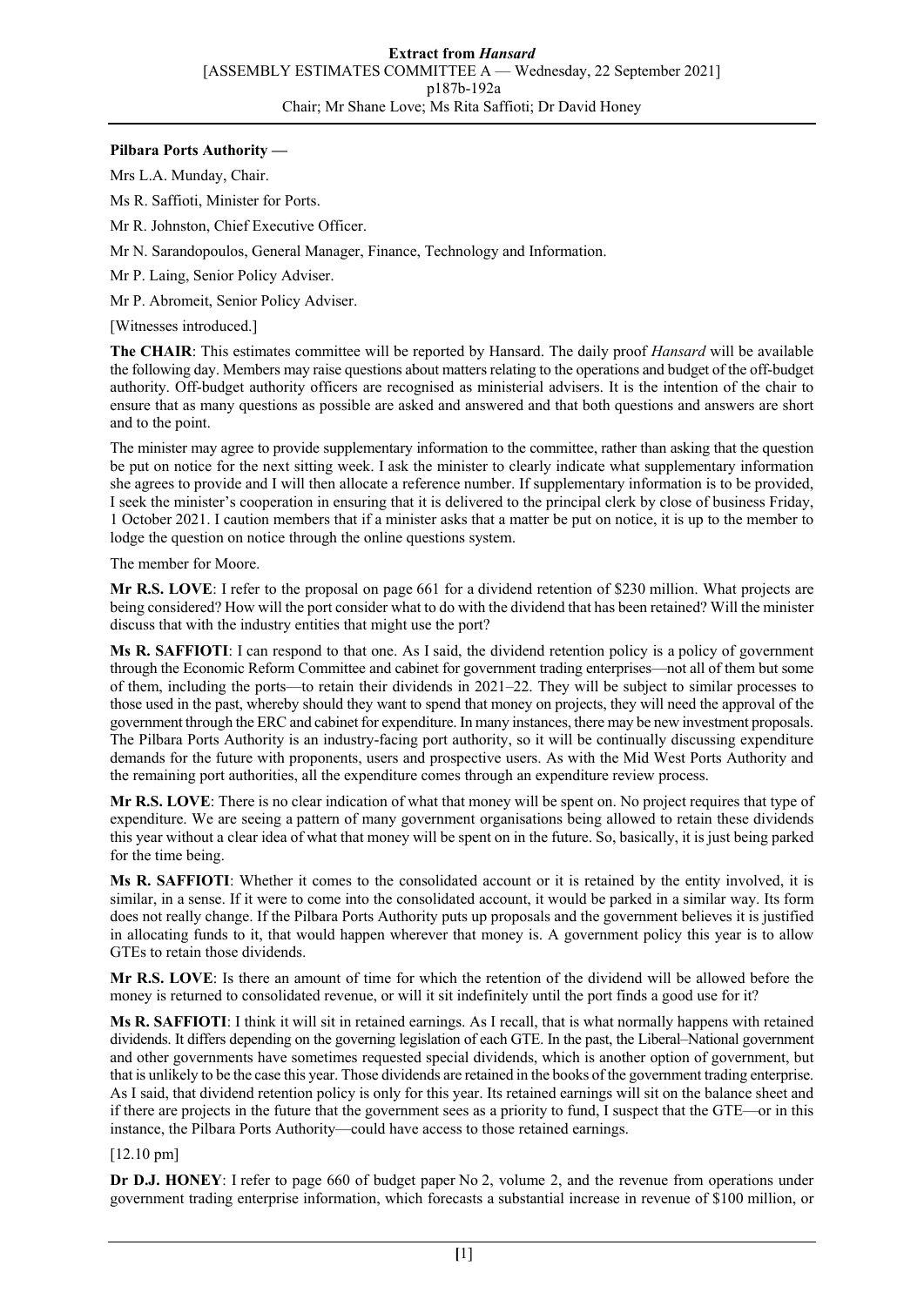**Pilbara Ports Authority —**

Mrs L.A. Munday, Chair.

Ms R. Saffioti, Minister for Ports.

Mr R. Johnston, Chief Executive Officer.

Mr N. Sarandopoulos, General Manager, Finance, Technology and Information.

Mr P. Laing, Senior Policy Adviser.

Mr P. Abromeit, Senior Policy Adviser.

[Witnesses introduced.]

**The CHAIR**: This estimates committee will be reported by Hansard. The daily proof *Hansard* will be available the following day. Members may raise questions about matters relating to the operations and budget of the off-budget authority. Off-budget authority officers are recognised as ministerial advisers. It is the intention of the chair to ensure that as many questions as possible are asked and answered and that both questions and answers are short and to the point.

The minister may agree to provide supplementary information to the committee, rather than asking that the question be put on notice for the next sitting week. I ask the minister to clearly indicate what supplementary information she agrees to provide and I will then allocate a reference number. If supplementary information is to be provided, I seek the minister's cooperation in ensuring that it is delivered to the principal clerk by close of business Friday, 1 October 2021. I caution members that if a minister asks that a matter be put on notice, it is up to the member to lodge the question on notice through the online questions system.

The member for Moore.

**Mr R.S. LOVE**: I refer to the proposal on page 661 for a dividend retention of $230 million. What projects are being considered? How will the port consider what to do with the dividend that has been retained? Will the minister discuss that with the industry entities that might use the port?

**Ms R. SAFFIOTI**: I can respond to that one. As I said, the dividend retention policy is a policy of government through the Economic Reform Committee and cabinet for government trading enterprises—not all of them but some of them, including the ports—to retain their dividends in 2021–22. They will be subject to similar processes to those used in the past, whereby should they want to spend that money on projects, they will need the approval of the government through the ERC and cabinet for expenditure. In many instances, there may be new investment proposals. The Pilbara Ports Authority is an industry-facing port authority, so it will be continually discussing expenditure demands for the future with proponents, users and prospective users. As with the Mid West Ports Authority and the remaining port authorities, all the expenditure comes through an expenditure review process.

**Mr R.S. LOVE**: There is no clear indication of what that money will be spent on. No project requires that type of expenditure. We are seeing a pattern of many government organisations being allowed to retain these dividends this year without a clear idea of what that money will be spent on in the future. So, basically, it is just being parked for the time being.

**Ms R. SAFFIOTI**: Whether it comes to the consolidated account or it is retained by the entity involved, it is similar, in a sense. If it were to come into the consolidated account, it would be parked in a similar way. Its form does not really change. If the Pilbara Ports Authority puts up proposals and the government believes it is justified in allocating funds to it, that would happen wherever that money is. A government policy this year is to allow GTEs to retain those dividends.

**Mr R.S. LOVE**: Is there an amount of time for which the retention of the dividend will be allowed before the money is returned to consolidated revenue, or will it sit indefinitely until the port finds a good use for it?

**Ms R. SAFFIOTI**: I think it will sit in retained earnings. As I recall, that is what normally happens with retained dividends. It differs depending on the governing legislation of each GTE. In the past, the Liberal–National government and other governments have sometimes requested special dividends, which is another option of government, but that is unlikely to be the case this year. Those dividends are retained in the books of the government trading enterprise. As I said, that dividend retention policy is only for this year. Its retained earnings will sit on the balance sheet and if there are projects in the future that the government sees as a priority to fund, I suspect that the GTE—or in this instance, the Pilbara Ports Authority—could have access to those retained earnings.

[12.10 pm]

**Dr D.J. HONEY**: I refer to page 660 of budget paper No 2, volume 2, and the revenue from operations under government trading enterprise information, which forecasts a substantial increase in revenue of $100 million, or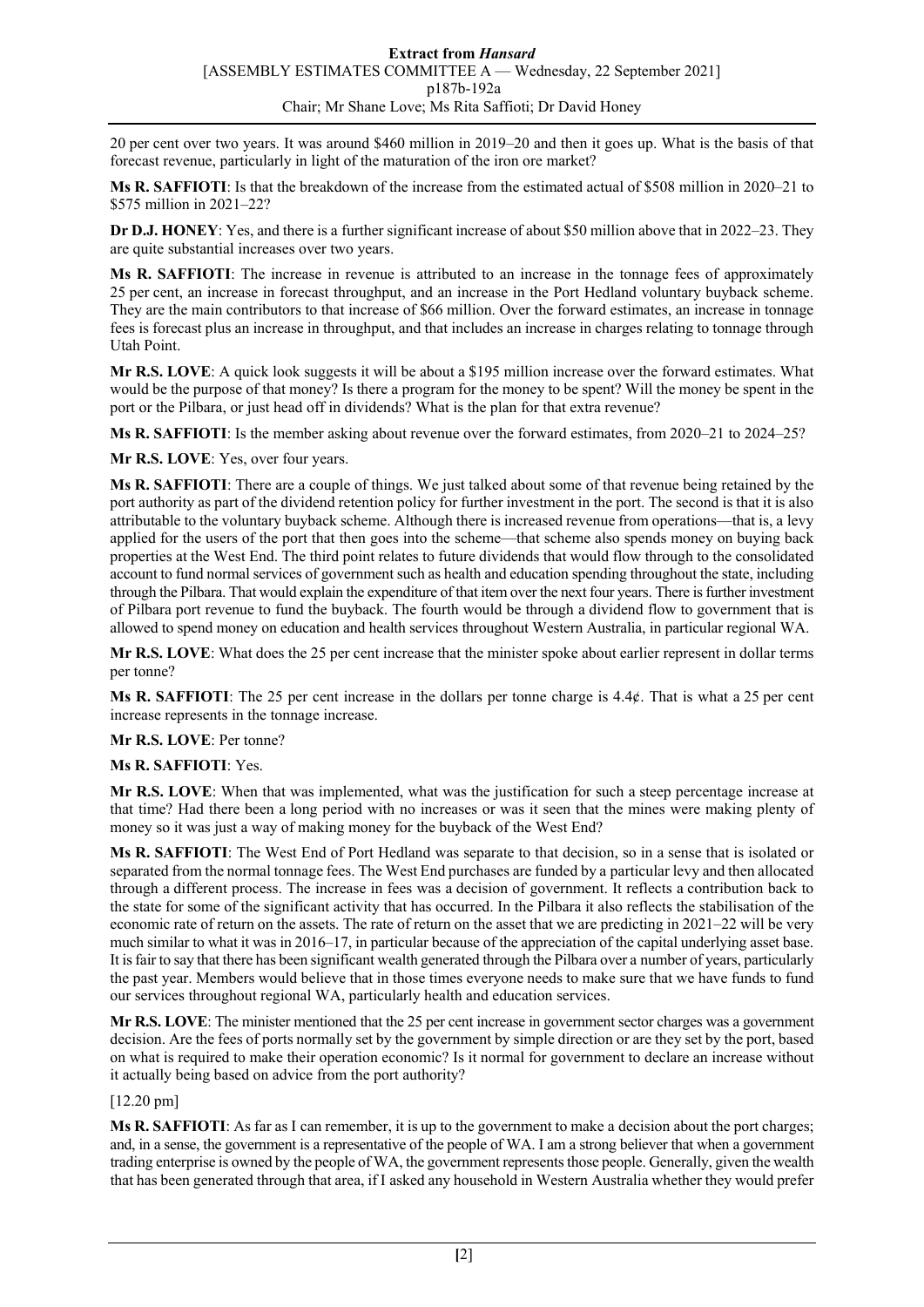20 per cent over two years. It was around $460 million in 2019–20 and then it goes up. What is the basis of that forecast revenue, particularly in light of the maturation of the iron ore market?

**Ms R. SAFFIOTI**: Is that the breakdown of the increase from the estimated actual of $508 million in 2020–21 to $575 million in 2021–22?

**Dr D.J. HONEY**: Yes, and there is a further significant increase of about $50 million above that in 2022–23. They are quite substantial increases over two years.

**Ms R. SAFFIOTI**: The increase in revenue is attributed to an increase in the tonnage fees of approximately 25 per cent, an increase in forecast throughput, and an increase in the Port Hedland voluntary buyback scheme. They are the main contributors to that increase of $66 million. Over the forward estimates, an increase in tonnage fees is forecast plus an increase in throughput, and that includes an increase in charges relating to tonnage through Utah Point.

**Mr R.S. LOVE**: A quick look suggests it will be about a $195 million increase over the forward estimates. What would be the purpose of that money? Is there a program for the money to be spent? Will the money be spent in the port or the Pilbara, or just head off in dividends? What is the plan for that extra revenue?

**Ms R. SAFFIOTI**: Is the member asking about revenue over the forward estimates, from 2020–21 to 2024–25?

**Mr R.S. LOVE**: Yes, over four years.

**Ms R. SAFFIOTI**: There are a couple of things. We just talked about some of that revenue being retained by the port authority as part of the dividend retention policy for further investment in the port. The second is that it is also attributable to the voluntary buyback scheme. Although there is increased revenue from operations—that is, a levy applied for the users of the port that then goes into the scheme—that scheme also spends money on buying back properties at the West End. The third point relates to future dividends that would flow through to the consolidated account to fund normal services of government such as health and education spending throughout the state, including through the Pilbara. That would explain the expenditure of that item over the next four years. There is further investment of Pilbara port revenue to fund the buyback. The fourth would be through a dividend flow to government that is allowed to spend money on education and health services throughout Western Australia, in particular regional WA.

**Mr R.S. LOVE**: What does the 25 per cent increase that the minister spoke about earlier represent in dollar terms per tonne?

**Ms R. SAFFIOTI**: The 25 per cent increase in the dollars per tonne charge is 4.4¢. That is what a 25 per cent increase represents in the tonnage increase.

**Mr R.S. LOVE**: Per tonne?

**Ms R. SAFFIOTI**: Yes.

**Mr R.S. LOVE**: When that was implemented, what was the justification for such a steep percentage increase at that time? Had there been a long period with no increases or was it seen that the mines were making plenty of money so it was just a way of making money for the buyback of the West End?

**Ms R. SAFFIOTI**: The West End of Port Hedland was separate to that decision, so in a sense that is isolated or separated from the normal tonnage fees. The West End purchases are funded by a particular levy and then allocated through a different process. The increase in fees was a decision of government. It reflects a contribution back to the state for some of the significant activity that has occurred. In the Pilbara it also reflects the stabilisation of the economic rate of return on the assets. The rate of return on the asset that we are predicting in 2021–22 will be very much similar to what it was in 2016–17, in particular because of the appreciation of the capital underlying asset base. It is fair to say that there has been significant wealth generated through the Pilbara over a number of years, particularly the past year. Members would believe that in those times everyone needs to make sure that we have funds to fund our services throughout regional WA, particularly health and education services.

**Mr R.S. LOVE**: The minister mentioned that the 25 per cent increase in government sector charges was a government decision. Are the fees of ports normally set by the government by simple direction or are they set by the port, based on what is required to make their operation economic? Is it normal for government to declare an increase without it actually being based on advice from the port authority?

[12.20 pm]

**Ms R. SAFFIOTI**: As far as I can remember, it is up to the government to make a decision about the port charges; and, in a sense, the government is a representative of the people of WA. I am a strong believer that when a government trading enterprise is owned by the people of WA, the government represents those people. Generally, given the wealth that has been generated through that area, if I asked any household in Western Australia whether they would prefer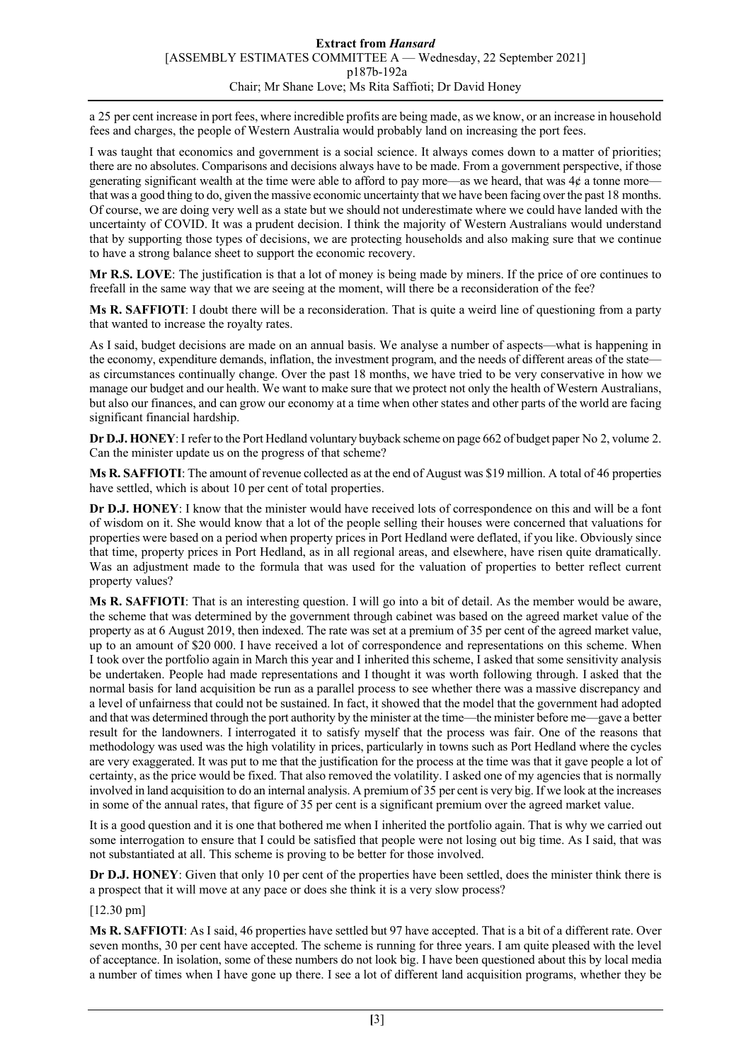a 25 per cent increase in port fees, where incredible profits are being made, as we know, or an increase in household fees and charges, the people of Western Australia would probably land on increasing the port fees.

I was taught that economics and government is a social science. It always comes down to a matter of priorities; there are no absolutes. Comparisons and decisions always have to be made. From a government perspective, if those generating significant wealth at the time were able to afford to pay more—as we heard, that was 4¢ a tonne more—that was a good thing to do, given the massive economic uncertainty that we have been facing over the past 18 months. Of course, we are doing very well as a state but we should not underestimate where we could have landed with the uncertainty of COVID. It was a prudent decision. I think the majority of Western Australians would understand that by supporting those types of decisions, we are protecting households and also making sure that we continue to have a strong balance sheet to support the economic recovery.

**Mr R.S. LOVE**: The justification is that a lot of money is being made by miners. If the price of ore continues to freefall in the same way that we are seeing at the moment, will there be a reconsideration of the fee?

**Ms R. SAFFIOTI**: I doubt there will be a reconsideration. That is quite a weird line of questioning from a party that wanted to increase the royalty rates.

As I said, budget decisions are made on an annual basis. We analyse a number of aspects—what is happening in the economy, expenditure demands, inflation, the investment program, and the needs of different areas of the state—as circumstances continually change. Over the past 18 months, we have tried to be very conservative in how we manage our budget and our health. We want to make sure that we protect not only the health of Western Australians, but also our finances, and can grow our economy at a time when other states and other parts of the world are facing significant financial hardship.

**Dr D.J. HONEY**: I refer to the Port Hedland voluntary buyback scheme on page 662 of budget paper No 2, volume 2. Can the minister update us on the progress of that scheme?

**Ms R. SAFFIOTI**: The amount of revenue collected as at the end of August was $19 million. A total of 46 properties have settled, which is about 10 per cent of total properties.

**Dr D.J. HONEY**: I know that the minister would have received lots of correspondence on this and will be a font of wisdom on it. She would know that a lot of the people selling their houses were concerned that valuations for properties were based on a period when property prices in Port Hedland were deflated, if you like. Obviously since that time, property prices in Port Hedland, as in all regional areas, and elsewhere, have risen quite dramatically. Was an adjustment made to the formula that was used for the valuation of properties to better reflect current property values?

**Ms R. SAFFIOTI**: That is an interesting question. I will go into a bit of detail. As the member would be aware, the scheme that was determined by the government through cabinet was based on the agreed market value of the property as at 6 August 2019, then indexed. The rate was set at a premium of 35 per cent of the agreed market value, up to an amount of $20 000. I have received a lot of correspondence and representations on this scheme. When I took over the portfolio again in March this year and I inherited this scheme, I asked that some sensitivity analysis be undertaken. People had made representations and I thought it was worth following through. I asked that the normal basis for land acquisition be run as a parallel process to see whether there was a massive discrepancy and a level of unfairness that could not be sustained. In fact, it showed that the model that the government had adopted and that was determined through the port authority by the minister at the time—the minister before me—gave a better result for the landowners. I interrogated it to satisfy myself that the process was fair. One of the reasons that methodology was used was the high volatility in prices, particularly in towns such as Port Hedland where the cycles are very exaggerated. It was put to me that the justification for the process at the time was that it gave people a lot of certainty, as the price would be fixed. That also removed the volatility. I asked one of my agencies that is normally involved in land acquisition to do an internal analysis. A premium of 35 per cent is very big. If we look at the increases in some of the annual rates, that figure of 35 per cent is a significant premium over the agreed market value.

It is a good question and it is one that bothered me when I inherited the portfolio again. That is why we carried out some interrogation to ensure that I could be satisfied that people were not losing out big time. As I said, that was not substantiated at all. This scheme is proving to be better for those involved.

**Dr D.J. HONEY**: Given that only 10 per cent of the properties have been settled, does the minister think there is a prospect that it will move at any pace or does she think it is a very slow process?

[12.30 pm]

**Ms R. SAFFIOTI**: As I said, 46 properties have settled but 97 have accepted. That is a bit of a different rate. Over seven months, 30 per cent have accepted. The scheme is running for three years. I am quite pleased with the level of acceptance. In isolation, some of these numbers do not look big. I have been questioned about this by local media a number of times when I have gone up there. I see a lot of different land acquisition programs, whether they be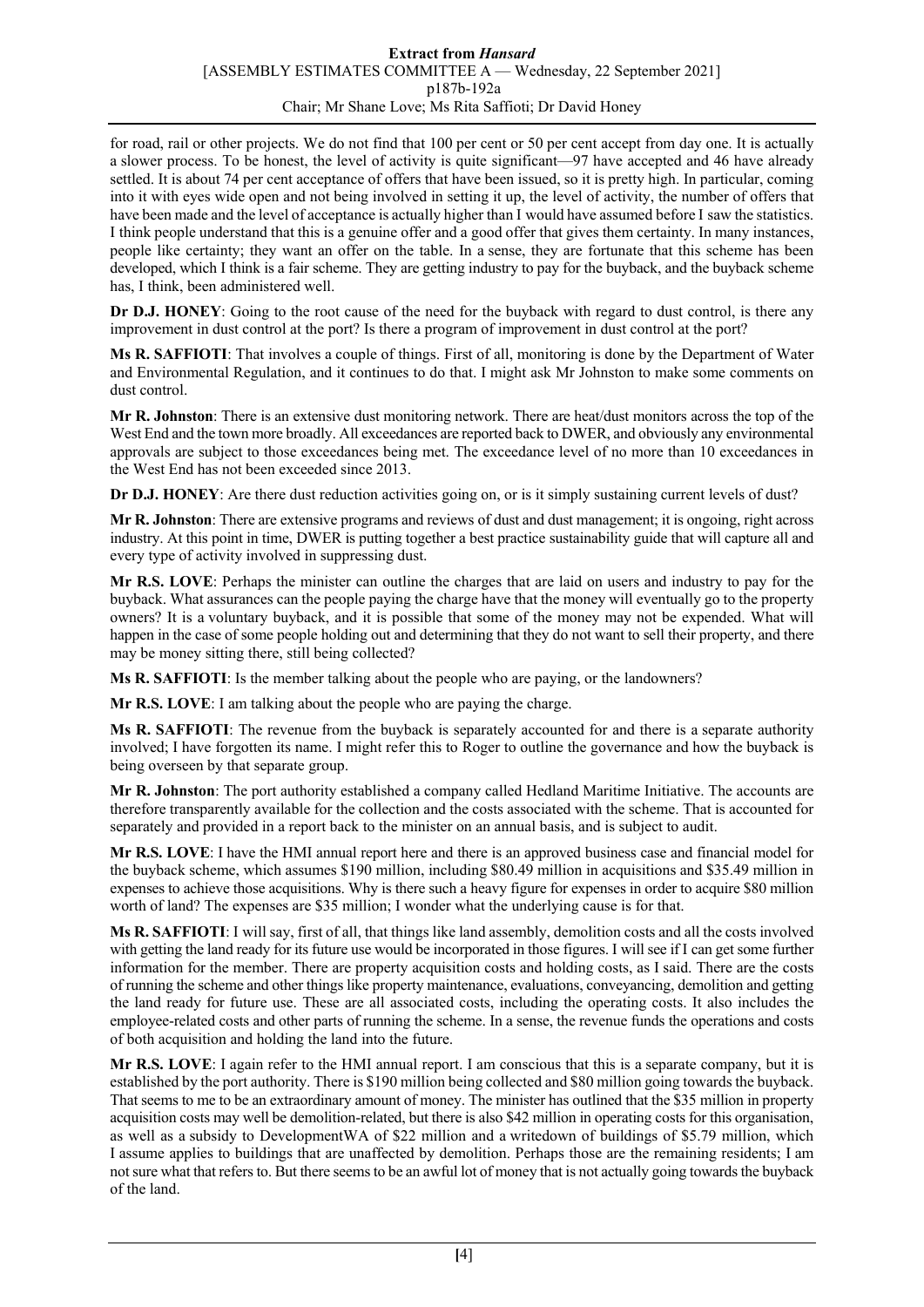for road, rail or other projects. We do not find that 100 per cent or 50 per cent accept from day one. It is actually a slower process. To be honest, the level of activity is quite significant—97 have accepted and 46 have already settled. It is about 74 per cent acceptance of offers that have been issued, so it is pretty high. In particular, coming into it with eyes wide open and not being involved in setting it up, the level of activity, the number of offers that have been made and the level of acceptance is actually higher than I would have assumed before I saw the statistics. I think people understand that this is a genuine offer and a good offer that gives them certainty. In many instances, people like certainty; they want an offer on the table. In a sense, they are fortunate that this scheme has been developed, which I think is a fair scheme. They are getting industry to pay for the buyback, and the buyback scheme has, I think, been administered well.

**Dr D.J. HONEY**: Going to the root cause of the need for the buyback with regard to dust control, is there any improvement in dust control at the port? Is there a program of improvement in dust control at the port?

**Ms R. SAFFIOTI**: That involves a couple of things. First of all, monitoring is done by the Department of Water and Environmental Regulation, and it continues to do that. I might ask Mr Johnston to make some comments on dust control.

**Mr R. Johnston**: There is an extensive dust monitoring network. There are heat/dust monitors across the top of the West End and the town more broadly. All exceedances are reported back to DWER, and obviously any environmental approvals are subject to those exceedances being met. The exceedance level of no more than 10 exceedances in the West End has not been exceeded since 2013.

**Dr D.J. HONEY**: Are there dust reduction activities going on, or is it simply sustaining current levels of dust?

**Mr R. Johnston**: There are extensive programs and reviews of dust and dust management; it is ongoing, right across industry. At this point in time, DWER is putting together a best practice sustainability guide that will capture all and every type of activity involved in suppressing dust.

**Mr R.S. LOVE**: Perhaps the minister can outline the charges that are laid on users and industry to pay for the buyback. What assurances can the people paying the charge have that the money will eventually go to the property owners? It is a voluntary buyback, and it is possible that some of the money may not be expended. What will happen in the case of some people holding out and determining that they do not want to sell their property, and there may be money sitting there, still being collected?

**Ms R. SAFFIOTI**: Is the member talking about the people who are paying, or the landowners?

**Mr R.S. LOVE**: I am talking about the people who are paying the charge.

**Ms R. SAFFIOTI**: The revenue from the buyback is separately accounted for and there is a separate authority involved; I have forgotten its name. I might refer this to Roger to outline the governance and how the buyback is being overseen by that separate group.

**Mr R. Johnston**: The port authority established a company called Hedland Maritime Initiative. The accounts are therefore transparently available for the collection and the costs associated with the scheme. That is accounted for separately and provided in a report back to the minister on an annual basis, and is subject to audit.

**Mr R.S. LOVE**: I have the HMI annual report here and there is an approved business case and financial model for the buyback scheme, which assumes $190 million, including $80.49 million in acquisitions and $35.49 million in expenses to achieve those acquisitions. Why is there such a heavy figure for expenses in order to acquire $80 million worth of land? The expenses are $35 million; I wonder what the underlying cause is for that.

**Ms R. SAFFIOTI**: I will say, first of all, that things like land assembly, demolition costs and all the costs involved with getting the land ready for its future use would be incorporated in those figures. I will see if I can get some further information for the member. There are property acquisition costs and holding costs, as I said. There are the costs of running the scheme and other things like property maintenance, evaluations, conveyancing, demolition and getting the land ready for future use. These are all associated costs, including the operating costs. It also includes the employee-related costs and other parts of running the scheme. In a sense, the revenue funds the operations and costs of both acquisition and holding the land into the future.

**Mr R.S. LOVE**: I again refer to the HMI annual report. I am conscious that this is a separate company, but it is established by the port authority. There is $190 million being collected and $80 million going towards the buyback. That seems to me to be an extraordinary amount of money. The minister has outlined that the $35 million in property acquisition costs may well be demolition-related, but there is also $42 million in operating costs for this organisation, as well as a subsidy to DevelopmentWA of $22 million and a writedown of buildings of $5.79 million, which I assume applies to buildings that are unaffected by demolition. Perhaps those are the remaining residents; I am not sure what that refers to. But there seems to be an awful lot of money that is not actually going towards the buyback of the land.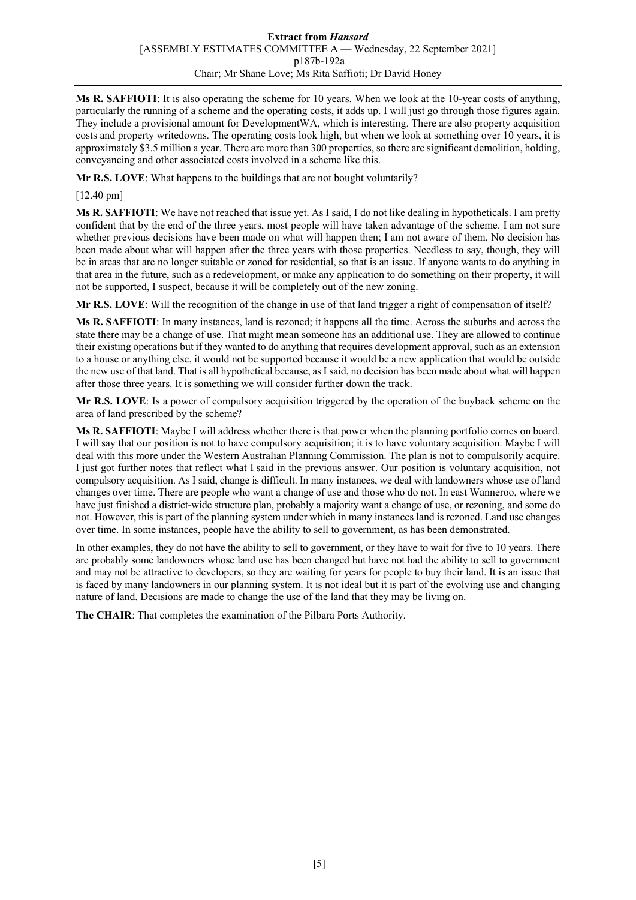**Ms R. SAFFIOTI**: It is also operating the scheme for 10 years. When we look at the 10-year costs of anything, particularly the running of a scheme and the operating costs, it adds up. I will just go through those figures again. They include a provisional amount for DevelopmentWA, which is interesting. There are also property acquisition costs and property writedowns. The operating costs look high, but when we look at something over 10 years, it is approximately $3.5 million a year. There are more than 300 properties, so there are significant demolition, holding, conveyancing and other associated costs involved in a scheme like this.

**Mr R.S. LOVE**: What happens to the buildings that are not bought voluntarily?

[12.40 pm]

**Ms R. SAFFIOTI**: We have not reached that issue yet. As I said, I do not like dealing in hypotheticals. I am pretty confident that by the end of the three years, most people will have taken advantage of the scheme. I am not sure whether previous decisions have been made on what will happen then; I am not aware of them. No decision has been made about what will happen after the three years with those properties. Needless to say, though, they will be in areas that are no longer suitable or zoned for residential, so that is an issue. If anyone wants to do anything in that area in the future, such as a redevelopment, or make any application to do something on their property, it will not be supported, I suspect, because it will be completely out of the new zoning.

**Mr R.S. LOVE**: Will the recognition of the change in use of that land trigger a right of compensation of itself?

**Ms R. SAFFIOTI**: In many instances, land is rezoned; it happens all the time. Across the suburbs and across the state there may be a change of use. That might mean someone has an additional use. They are allowed to continue their existing operations but if they wanted to do anything that requires development approval, such as an extension to a house or anything else, it would not be supported because it would be a new application that would be outside the new use of that land. That is all hypothetical because, as I said, no decision has been made about what will happen after those three years. It is something we will consider further down the track.

**Mr R.S. LOVE**: Is a power of compulsory acquisition triggered by the operation of the buyback scheme on the area of land prescribed by the scheme?

**Ms R. SAFFIOTI**: Maybe I will address whether there is that power when the planning portfolio comes on board. I will say that our position is not to have compulsory acquisition; it is to have voluntary acquisition. Maybe I will deal with this more under the Western Australian Planning Commission. The plan is not to compulsorily acquire. I just got further notes that reflect what I said in the previous answer. Our position is voluntary acquisition, not compulsory acquisition. As I said, change is difficult. In many instances, we deal with landowners whose use of land changes over time. There are people who want a change of use and those who do not. In east Wanneroo, where we have just finished a district-wide structure plan, probably a majority want a change of use, or rezoning, and some do not. However, this is part of the planning system under which in many instances land is rezoned. Land use changes over time. In some instances, people have the ability to sell to government, as has been demonstrated.

In other examples, they do not have the ability to sell to government, or they have to wait for five to 10 years. There are probably some landowners whose land use has been changed but have not had the ability to sell to government and may not be attractive to developers, so they are waiting for years for people to buy their land. It is an issue that is faced by many landowners in our planning system. It is not ideal but it is part of the evolving use and changing nature of land. Decisions are made to change the use of the land that they may be living on.

**The CHAIR**: That completes the examination of the Pilbara Ports Authority.